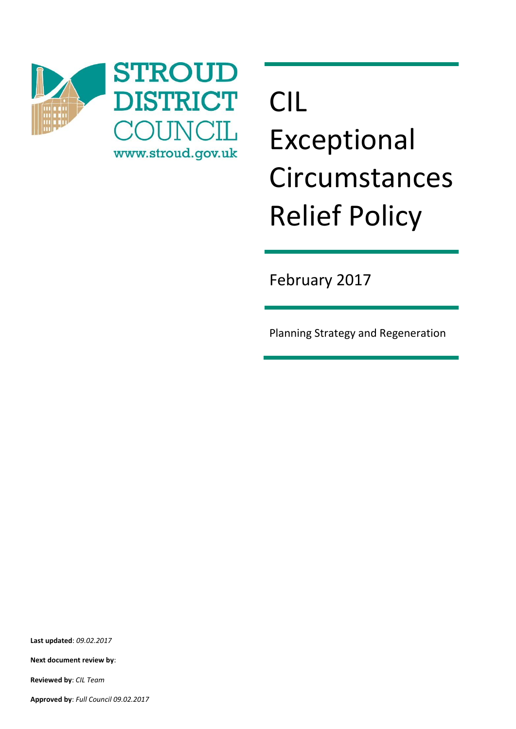STROUD DISTRICT COUNCIL

www.stroud.gov.uk

# CIL Exceptional Circumstances Relief Policy

February 2017

Planning Strategy and Regeneration

**Last updated**: *09.02.2017*

**Next document review by**:

**Reviewed by**: *CIL Team*

**Approved by**: *Full Council 09.02.2017*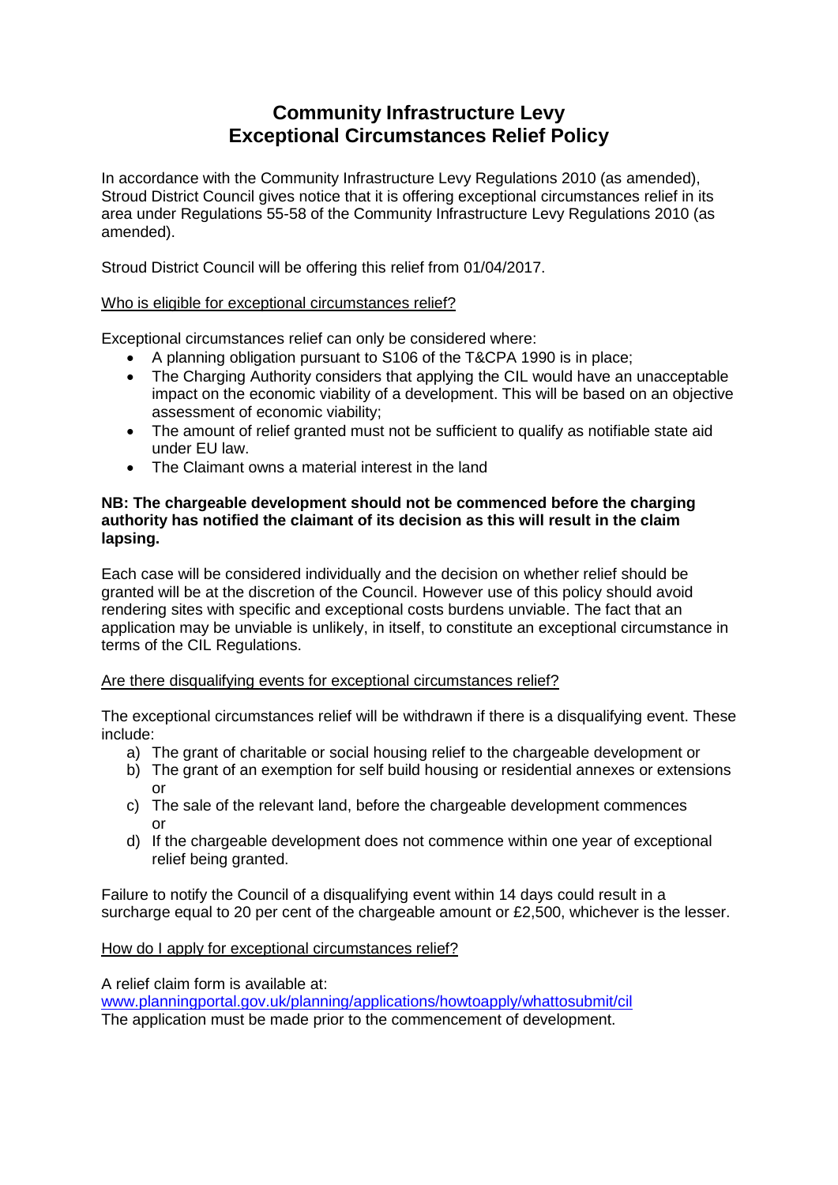# Community Infrastructure Levy
# Exceptional Circumstances Relief Policy

In accordance with the Community Infrastructure Levy Regulations 2010 (as amended), Stroud District Council gives notice that it is offering exceptional circumstances relief in its area under Regulations 55-58 of the Community Infrastructure Levy Regulations 2010 (as amended).

Stroud District Council will be offering this relief from 01/04/2017.

<u>Who is eligible for exceptional circumstances relief?</u>

Exceptional circumstances relief can only be considered where:

- A planning obligation pursuant to S106 of the T&CPA 1990 is in place;
- The Charging Authority considers that applying the CIL would have an unacceptable impact on the economic viability of a development. This will be based on an objective assessment of economic viability;
- The amount of relief granted must not be sufficient to qualify as notifiable state aid under EU law.
- The Claimant owns a material interest in the land

**NB: The chargeable development should not be commenced before the charging authority has notified the claimant of its decision as this will result in the claim lapsing.**

Each case will be considered individually and the decision on whether relief should be granted will be at the discretion of the Council. However use of this policy should avoid rendering sites with specific and exceptional costs burdens unviable. The fact that an application may be unviable is unlikely, in itself, to constitute an exceptional circumstance in terms of the CIL Regulations.

<u>Are there disqualifying events for exceptional circumstances relief?</u>

The exceptional circumstances relief will be withdrawn if there is a disqualifying event. These include:

a) The grant of charitable or social housing relief to the chargeable development or
b) The grant of an exemption for self build housing or residential annexes or extensions or
c) The sale of the relevant land, before the chargeable development commences or
d) If the chargeable development does not commence within one year of exceptional relief being granted.

Failure to notify the Council of a disqualifying event within 14 days could result in a surcharge equal to 20 per cent of the chargeable amount or £2,500, whichever is the lesser.

<u>How do I apply for exceptional circumstances relief?</u>

A relief claim form is available at:
[www.planningportal.gov.uk/planning/applications/howtoapply/whattosubmit/cil](www.planningportal.gov.uk/planning/applications/howtoapply/whattosubmit/cil)
The application must be made prior to the commencement of development.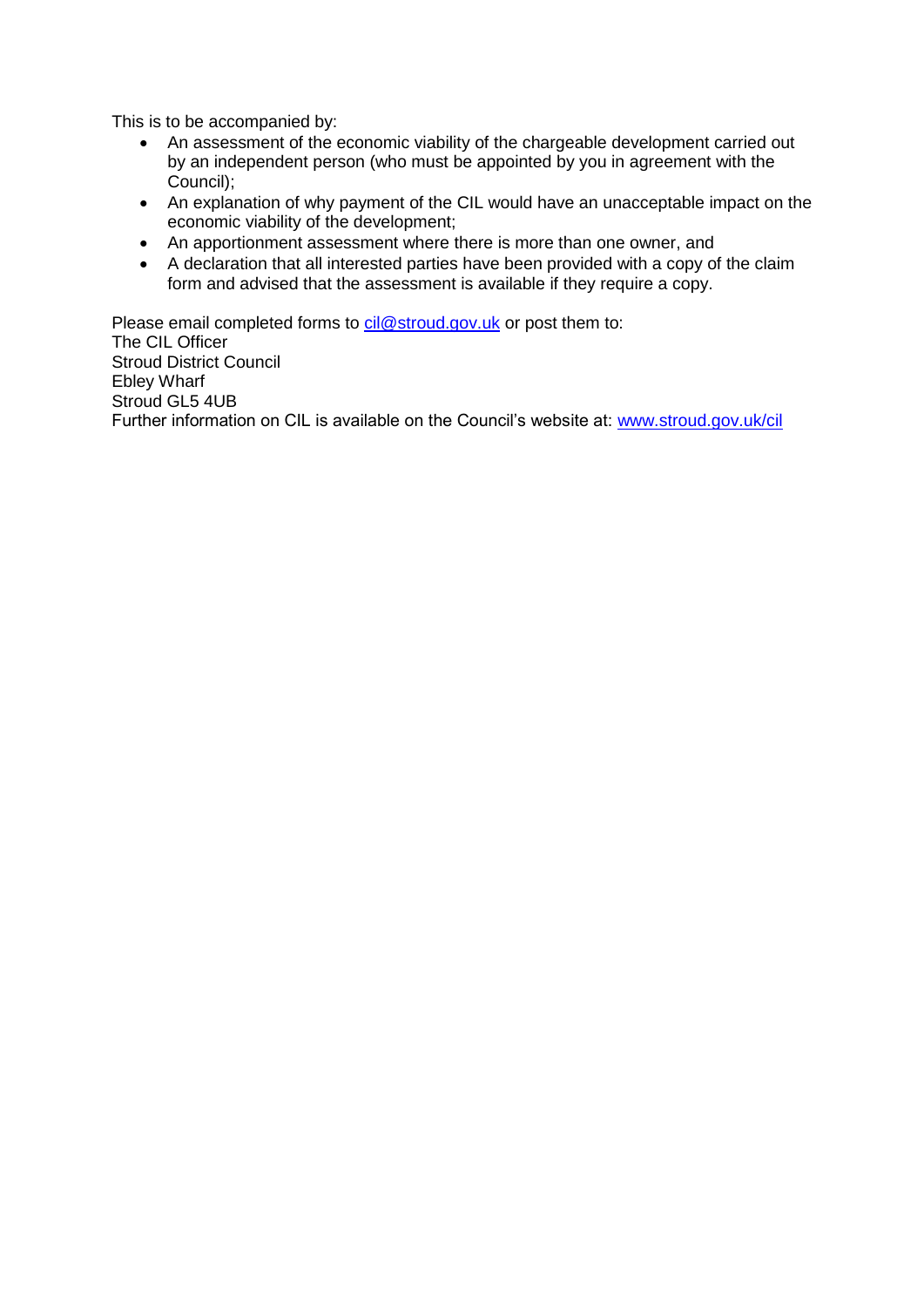This is to be accompanied by:

- An assessment of the economic viability of the chargeable development carried out by an independent person (who must be appointed by you in agreement with the Council);
- An explanation of why payment of the CIL would have an unacceptable impact on the economic viability of the development;
- An apportionment assessment where there is more than one owner, and
- A declaration that all interested parties have been provided with a copy of the claim form and advised that the assessment is available if they require a copy.

Please email completed forms to [cil@stroud.gov.uk](mailto:cil@stroud.gov.uk) or post them to:
The CIL Officer
Stroud District Council
Ebley Wharf
Stroud GL5 4UB
Further information on CIL is available on the Council's website at: [www.stroud.gov.uk/cil](http://www.stroud.gov.uk/cil)